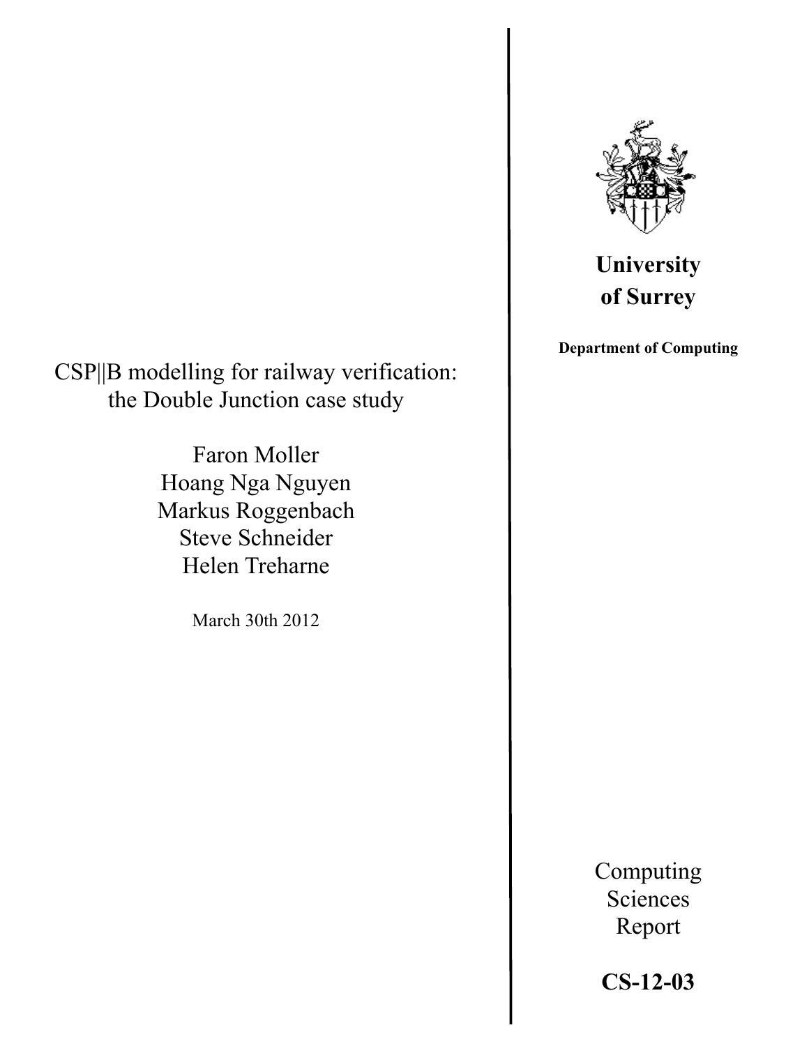# CSP||B modelling for railway verification: the Double Junction case study

Faron Moller
Hoang Nga Nguyen
Markus Roggenbach
Steve Schneider
Helen Treharne

March 30th 2012

**University of Surrey**

**Department of Computing**

Computing Sciences Report

**CS-12-03**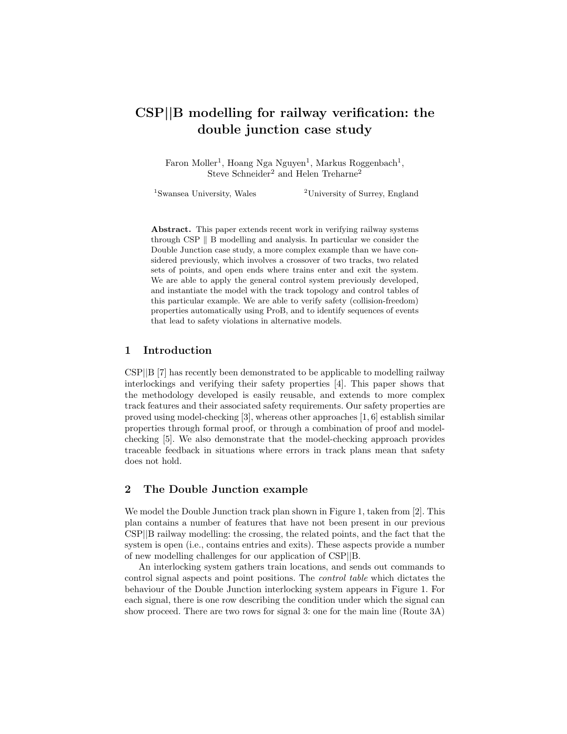# CSP||B modelling for railway verification: the double junction case study

Faron Moller[1], Hoang Nga Nguyen[1], Markus Roggenbach[1], Steve Schneider[2] and Helen Treharne[2]

[1]Swansea University, Wales [2]University of Surrey, England

**Abstract.** This paper extends recent work in verifying railway systems through CSP ∥ B modelling and analysis. In particular we consider the Double Junction case study, a more complex example than we have considered previously, which involves a crossover of two tracks, two related sets of points, and open ends where trains enter and exit the system. We are able to apply the general control system previously developed, and instantiate the model with the track topology and control tables of this particular example. We are able to verify safety (collision-freedom) properties automatically using ProB, and to identify sequences of events that lead to safety violations in alternative models.

## 1 Introduction

CSP||B [7] has recently been demonstrated to be applicable to modelling railway interlockings and verifying their safety properties [4]. This paper shows that the methodology developed is easily reusable, and extends to more complex track features and their associated safety requirements. Our safety properties are proved using model-checking [3], whereas other approaches [1, 6] establish similar properties through formal proof, or through a combination of proof and model-checking [5]. We also demonstrate that the model-checking approach provides traceable feedback in situations where errors in track plans mean that safety does not hold.

## 2 The Double Junction example

We model the Double Junction track plan shown in Figure 1, taken from [2]. This plan contains a number of features that have not been present in our previous CSP||B railway modelling: the crossing, the related points, and the fact that the system is open (i.e., contains entries and exits). These aspects provide a number of new modelling challenges for our application of CSP||B.

An interlocking system gathers train locations, and sends out commands to control signal aspects and point positions. The *control table* which dictates the behaviour of the Double Junction interlocking system appears in Figure 1. For each signal, there is one row describing the condition under which the signal can show proceed. There are two rows for signal 3: one for the main line (Route 3A)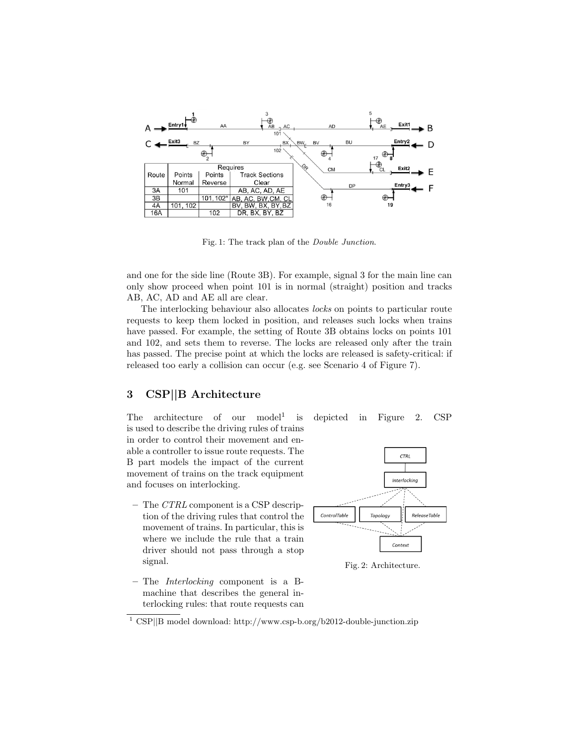| Route | Requires | | |
|---|---|---|---|
| | Points Normal | Points Reverse | Track Sections Clear |
| 3A | 101 | | AB, AC, AD, AE |
| 3B | | 101, 102* | AB, AC, BW,CM, CL |
| 4A | 101, 102 | | BV, BW, BX, BY, BZ |
| 16A | | 102 | DR, BX, BY, BZ |

Fig. 1: The track plan of the *Double Junction*.

and one for the side line (Route 3B). For example, signal 3 for the main line can only show proceed when point 101 is in normal (straight) position and tracks AB, AC, AD and AE all are clear.

The interlocking behaviour also allocates *locks* on points to particular route requests to keep them locked in position, and releases such locks when trains have passed. For example, the setting of Route 3B obtains locks on points 101 and 102, and sets them to reverse. The locks are released only after the train has passed. The precise point at which the locks are released is safety-critical: if released too early a collision can occur (e.g. see Scenario 4 of Figure 7).

## 3 CSP||B Architecture

The architecture of our model[1] is depicted in Figure 2. CSP is used to describe the driving rules of trains in order to control their movement and enable a controller to issue route requests. The B part models the impact of the current movement of trains on the track equipment and focuses on interlocking.

- The *CTRL* component is a CSP description of the driving rules that control the movement of trains. In particular, this is where we include the rule that a train driver should not pass through a stop signal.
- The *Interlocking* component is a B-machine that describes the general interlocking rules: that route requests can

Fig. 2: Architecture.

[1] CSP||B model download: http://www.csp-b.org/b2012-double-junction.zip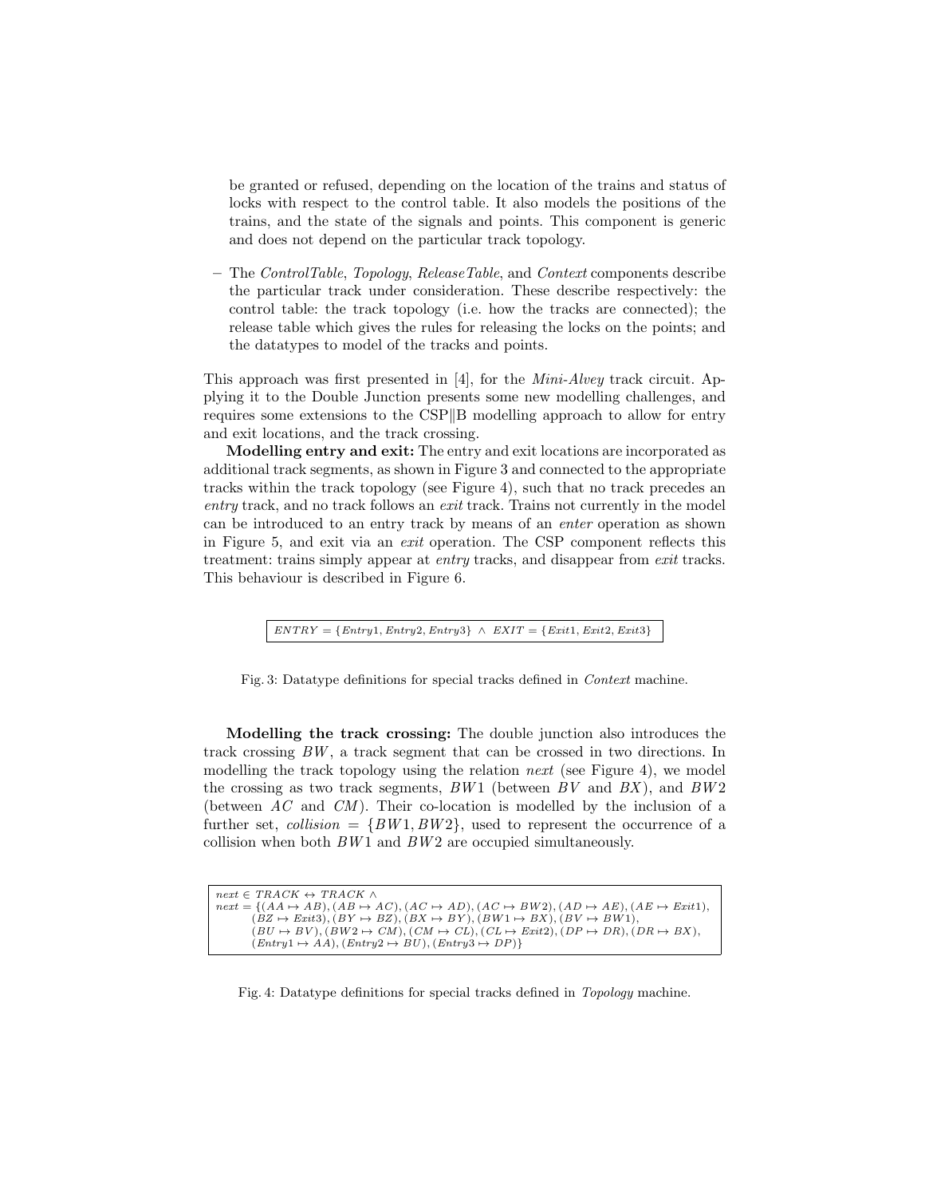be granted or refused, depending on the location of the trains and status of locks with respect to the control table. It also models the positions of the trains, and the state of the signals and points. This component is generic and does not depend on the particular track topology.

– The *ControlTable*, *Topology*, *ReleaseTable*, and *Context* components describe the particular track under consideration. These describe respectively: the control table: the track topology (i.e. how the tracks are connected); the release table which gives the rules for releasing the locks on the points; and the datatypes to model of the tracks and points.

This approach was first presented in [4], for the *Mini-Alvey* track circuit. Applying it to the Double Junction presents some new modelling challenges, and requires some extensions to the CSP‖B modelling approach to allow for entry and exit locations, and the track crossing.

**Modelling entry and exit:** The entry and exit locations are incorporated as additional track segments, as shown in Figure 3 and connected to the appropriate tracks within the track topology (see Figure 4), such that no track precedes an *entry* track, and no track follows an *exit* track. Trains not currently in the model can be introduced to an entry track by means of an *enter* operation as shown in Figure 5, and exit via an *exit* operation. The CSP component reflects this treatment: trains simply appear at *entry* tracks, and disappear from *exit* tracks. This behaviour is described in Figure 6.

$$ENTRY = \{Entry1, Entry2, Entry3\} \ \wedge \ EXIT = \{Exit1, Exit2, Exit3\}$$

Fig. 3: Datatype definitions for special tracks defined in *Context* machine.

**Modelling the track crossing:** The double junction also introduces the track crossing $BW$, a track segment that can be crossed in two directions. In modelling the track topology using the relation *next* (see Figure 4), we model the crossing as two track segments, $BW1$ (between $BV$ and $BX$), and $BW2$ (between $AC$ and $CM$). Their co-location is modelled by the inclusion of a further set, *collision* $= \{BW1, BW2\}$, used to represent the occurrence of a collision when both $BW1$ and $BW2$ are occupied simultaneously.

$$\begin{array}{l}
next \in TRACK \leftrightarrow TRACK \ \wedge \\
next = \{(AA \mapsto AB), (AB \mapsto AC), (AC \mapsto AD), (AC \mapsto BW2), (AD \mapsto AE), (AE \mapsto Exit1), \\
\quad (BZ \mapsto Exit3), (BY \mapsto BZ), (BX \mapsto BY), (BW1 \mapsto BX), (BV \mapsto BW1), \\
\quad (BU \mapsto BV), (BW2 \mapsto CM), (CM \mapsto CL), (CL \mapsto Exit2), (DP \mapsto DR), (DR \mapsto BX), \\
\quad (Entry1 \mapsto AA), (Entry2 \mapsto BU), (Entry3 \mapsto DP)\}
\end{array}$$

Fig. 4: Datatype definitions for special tracks defined in *Topology* machine.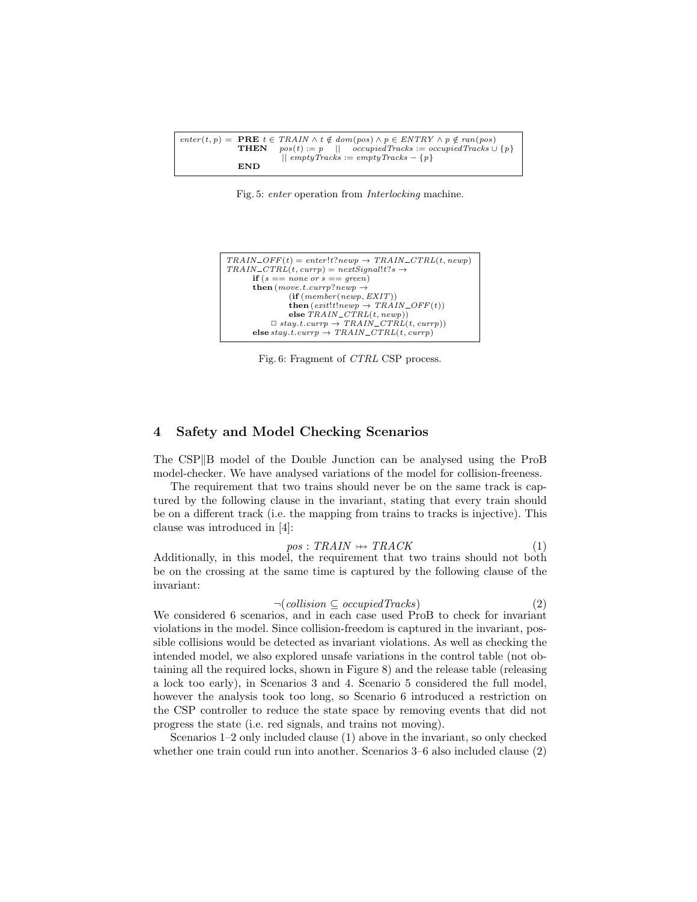```
enter(t, p) =  PRE t ∈ TRAIN ∧ t ∉ dom(pos) ∧ p ∈ ENTRY ∧ p ∉ ran(pos)
               THEN   pos(t) := p   ||   occupiedTracks := occupiedTracks ∪ {p}
                      || emptyTracks := emptyTracks − {p}
               END
```

Fig. 5: *enter* operation from *Interlocking* machine.

```
TRAIN_OFF(t) = enter!t?newp → TRAIN_CTRL(t, newp)
TRAIN_CTRL(t, currp) = nextSignal!t?s →
      if (s == none or s == green)
      then (move.t.currp?newp →
               (if (member(newp, EXIT))
               then (exit!t!newp → TRAIN_OFF(t))
               else TRAIN_CTRL(t, newp))
            □ stay.t.currp → TRAIN_CTRL(t, currp))
      else stay.t.currp → TRAIN_CTRL(t, currp)
```

Fig. 6: Fragment of *CTRL* CSP process.

## 4 Safety and Model Checking Scenarios

The CSP‖B model of the Double Junction can be analysed using the ProB model-checker. We have analysed variations of the model for collision-freeness.

The requirement that two trains should never be on the same track is captured by the following clause in the invariant, stating that every train should be on a different track (i.e. the mapping from trains to tracks is injective). This clause was introduced in [4]:

$$pos : TRAIN \rightarrowtail\!\!\!\!\!\!\!\!\;\;+\; TRACK \tag{1}$$

Additionally, in this model, the requirement that two trains should not both be on the crossing at the same time is captured by the following clause of the invariant:

$$\neg(collision \subseteq occupiedTracks) \tag{2}$$

We considered 6 scenarios, and in each case used ProB to check for invariant violations in the model. Since collision-freedom is captured in the invariant, possible collisions would be detected as invariant violations. As well as checking the intended model, we also explored unsafe variations in the control table (not obtaining all the required locks, shown in Figure 8) and the release table (releasing a lock too early), in Scenarios 3 and 4. Scenario 5 considered the full model, however the analysis took too long, so Scenario 6 introduced a restriction on the CSP controller to reduce the state space by removing events that did not progress the state (i.e. red signals, and trains not moving).

Scenarios 1–2 only included clause (1) above in the invariant, so only checked whether one train could run into another. Scenarios 3–6 also included clause (2)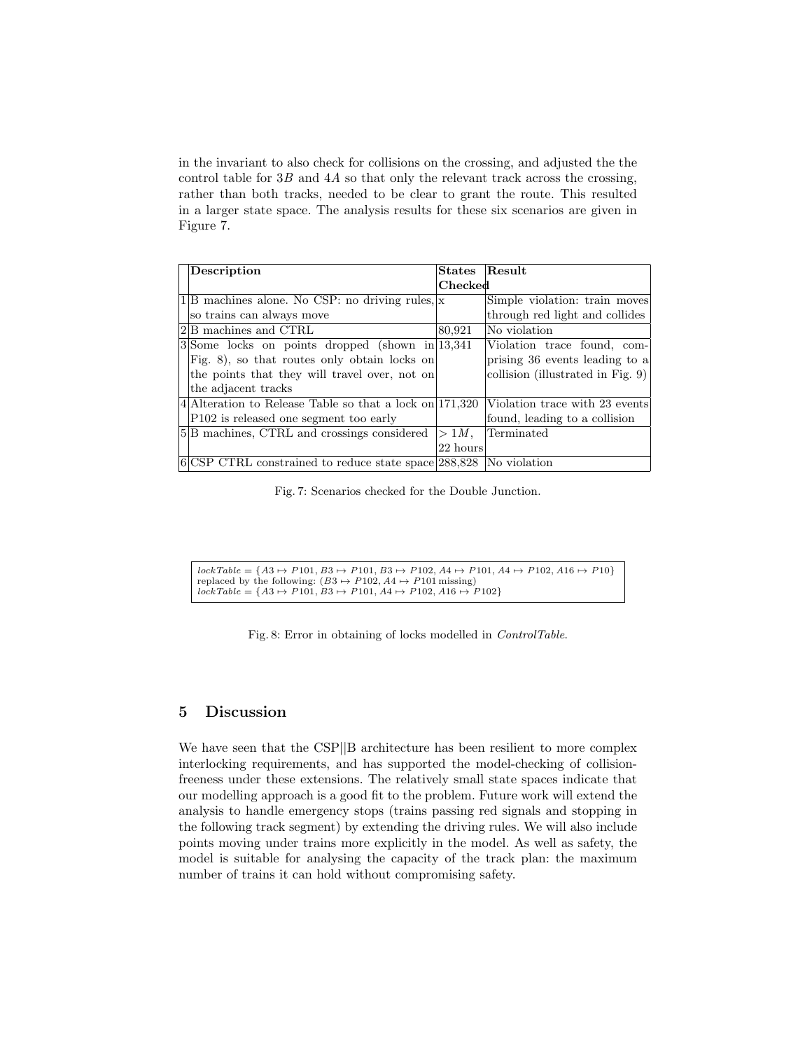in the invariant to also check for collisions on the crossing, and adjusted the the control table for $3B$ and $4A$ so that only the relevant track across the crossing, rather than both tracks, needed to be clear to grant the route. This resulted in a larger state space. The analysis results for these six scenarios are given in Figure 7.

| | Description | States Checked | Result |
|---|---|---|---|
| 1 | B machines alone. No CSP: no driving rules, so trains can always move | x | Simple violation: train moves through red light and collides |
| 2 | B machines and CTRL | 80,921 | No violation |
| 3 | Some locks on points dropped (shown in Fig. 8), so that routes only obtain locks on the points that they will travel over, not on the adjacent tracks | 13,341 | Violation trace found, comprising 36 events leading to a collision (illustrated in Fig. 9) |
| 4 | Alteration to Release Table so that a lock on P102 is released one segment too early | 171,320 | Violation trace with 23 events found, leading to a collision |
| 5 | B machines, CTRL and crossings considered | $> 1M$, 22 hours | Terminated |
| 6 | CSP CTRL constrained to reduce state space | 288,828 | No violation |

Fig. 7: Scenarios checked for the Double Junction.

$lockTable = \{A3 \mapsto P101, B3 \mapsto P101, B3 \mapsto P102, A4 \mapsto P101, A4 \mapsto P102, A16 \mapsto P10\}$
replaced by the following: ($B3 \mapsto P102$, $A4 \mapsto P101$ missing)
$lockTable = \{A3 \mapsto P101, B3 \mapsto P101, A4 \mapsto P102, A16 \mapsto P102\}$

Fig. 8: Error in obtaining of locks modelled in *ControlTable*.

## 5 Discussion

We have seen that the CSP||B architecture has been resilient to more complex interlocking requirements, and has supported the model-checking of collision-freeness under these extensions. The relatively small state spaces indicate that our modelling approach is a good fit to the problem. Future work will extend the analysis to handle emergency stops (trains passing red signals and stopping in the following track segment) by extending the driving rules. We will also include points moving under trains more explicitly in the model. As well as safety, the model is suitable for analysing the capacity of the track plan: the maximum number of trains it can hold without compromising safety.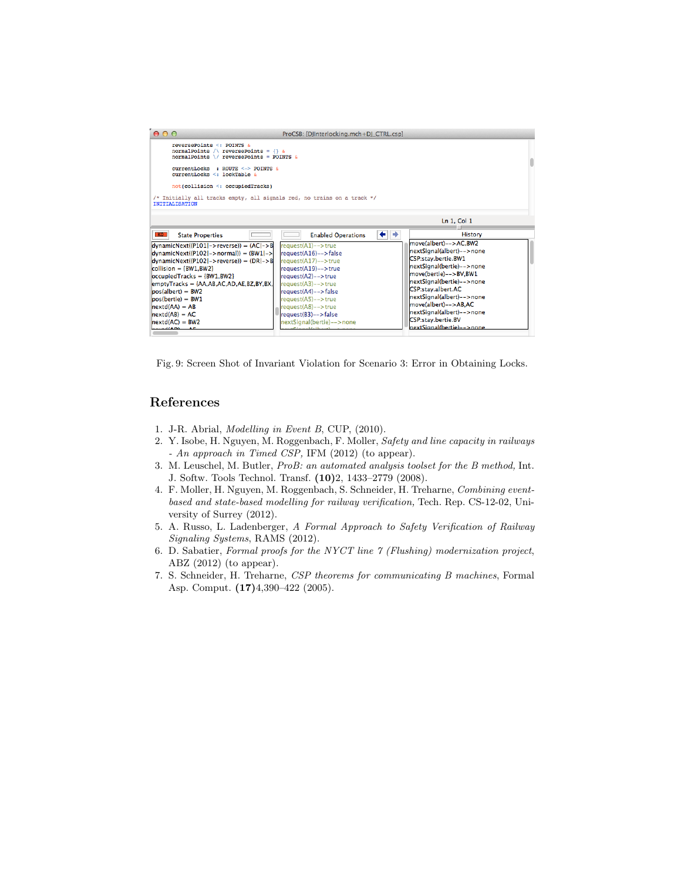Fig. 9: Screen Shot of Invariant Violation for Scenario 3: Error in Obtaining Locks.

## References

1. J-R. Abrial, *Modelling in Event B*, CUP, (2010).
2. Y. Isobe, H. Nguyen, M. Roggenbach, F. Moller, *Safety and line capacity in railways - An approach in Timed CSP*, IFM (2012) (to appear).
3. M. Leuschel, M. Butler, *ProB: an automated analysis toolset for the B method*, Int. J. Softw. Tools Technol. Transf. **(10)**2, 1433–2779 (2008).
4. F. Moller, H. Nguyen, M. Roggenbach, S. Schneider, H. Treharne, *Combining event-based and state-based modelling for railway verification*, Tech. Rep. CS-12-02, University of Surrey (2012).
5. A. Russo, L. Ladenberger, *A Formal Approach to Safety Verification of Railway Signaling Systems*, RAMS (2012).
6. D. Sabatier, *Formal proofs for the NYCT line 7 (Flushing) modernization project*, ABZ (2012) (to appear).
7. S. Schneider, H. Treharne, *CSP theorems for communicating B machines*, Formal Asp. Comput. **(17)**4,390–422 (2005).